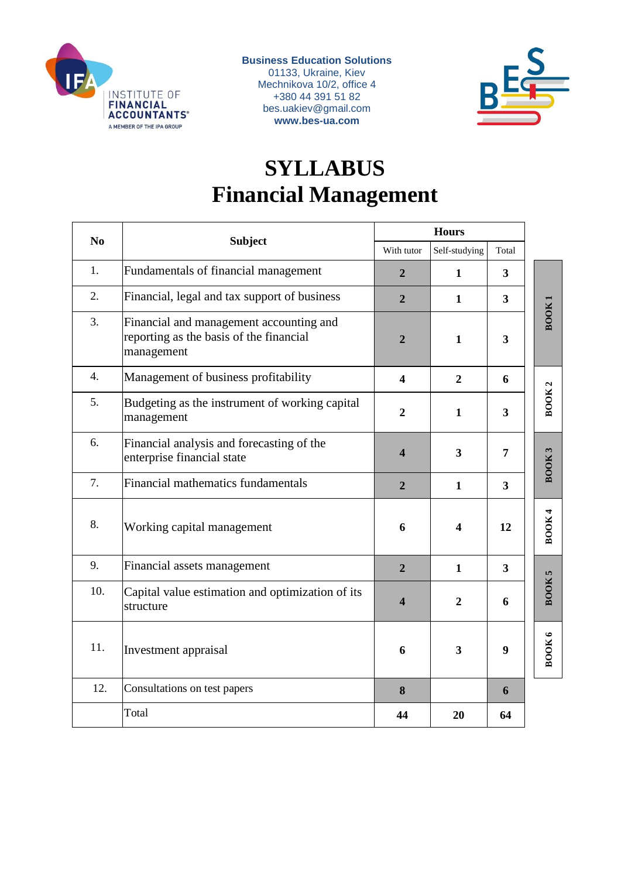Business Education Solutions
01133, Ukraine, Kiev
Mechnikova 10/2, office 4
+380 44 391 51 82
bes.uakiev@gmail.com
www.bes-ua.com

# SYLLABUS
# Financial Management

| No | Subject | Hours | | | |
|---|---|---|---|---|---|
| | | With tutor | Self-studying | Total | |
| 1. | Fundamentals of financial management | 2 | 1 | 3 | BOOK 1 |
| 2. | Financial, legal and tax support of business | 2 | 1 | 3 | BOOK 1 |
| 3. | Financial and management accounting and reporting as the basis of the financial management | 2 | 1 | 3 | BOOK 1 |
| 4. | Management of business profitability | 4 | 2 | 6 | BOOK 2 |
| 5. | Budgeting as the instrument of working capital management | 2 | 1 | 3 | BOOK 2 |
| 6. | Financial analysis and forecasting of the enterprise financial state | 4 | 3 | 7 | BOOK 3 |
| 7. | Financial mathematics fundamentals | 2 | 1 | 3 | BOOK 3 |
| 8. | Working capital management | 6 | 4 | 12 | BOOK 4 |
| 9. | Financial assets management | 2 | 1 | 3 | BOOK 5 |
| 10. | Capital value estimation and optimization of its structure | 4 | 2 | 6 | BOOK 5 |
| 11. | Investment appraisal | 6 | 3 | 9 | BOOK 6 |
| 12. | Consultations on test papers | 8 | | 6 | |
| | Total | 44 | 20 | 64 | |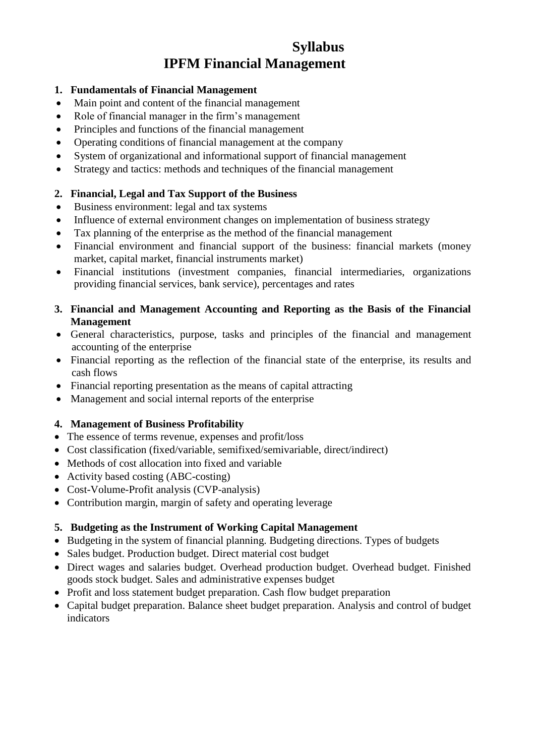# Syllabus
# IPFM Financial Management

### 1. Fundamentals of Financial Management

- Main point and content of the financial management
- Role of financial manager in the firm's management
- Principles and functions of the financial management
- Operating conditions of financial management at the company
- System of organizational and informational support of financial management
- Strategy and tactics: methods and techniques of the financial management

### 2. Financial, Legal and Tax Support of the Business

- Business environment: legal and tax systems
- Influence of external environment changes on implementation of business strategy
- Tax planning of the enterprise as the method of the financial management
- Financial environment and financial support of the business: financial markets (money market, capital market, financial instruments market)
- Financial institutions (investment companies, financial intermediaries, organizations providing financial services, bank service), percentages and rates

### 3. Financial and Management Accounting and Reporting as the Basis of the Financial Management

- General characteristics, purpose, tasks and principles of the financial and management accounting of the enterprise
- Financial reporting as the reflection of the financial state of the enterprise, its results and cash flows
- Financial reporting presentation as the means of capital attracting
- Management and social internal reports of the enterprise

### 4. Management of Business Profitability

- The essence of terms revenue, expenses and profit/loss
- Cost classification (fixed/variable, semifixed/semivariable, direct/indirect)
- Methods of cost allocation into fixed and variable
- Activity based costing (ABC-costing)
- Cost-Volume-Profit analysis (CVP-analysis)
- Contribution margin, margin of safety and operating leverage

### 5. Budgeting as the Instrument of Working Capital Management

- Budgeting in the system of financial planning. Budgeting directions. Types of budgets
- Sales budget. Production budget. Direct material cost budget
- Direct wages and salaries budget. Overhead production budget. Overhead budget. Finished goods stock budget. Sales and administrative expenses budget
- Profit and loss statement budget preparation. Cash flow budget preparation
- Capital budget preparation. Balance sheet budget preparation. Analysis and control of budget indicators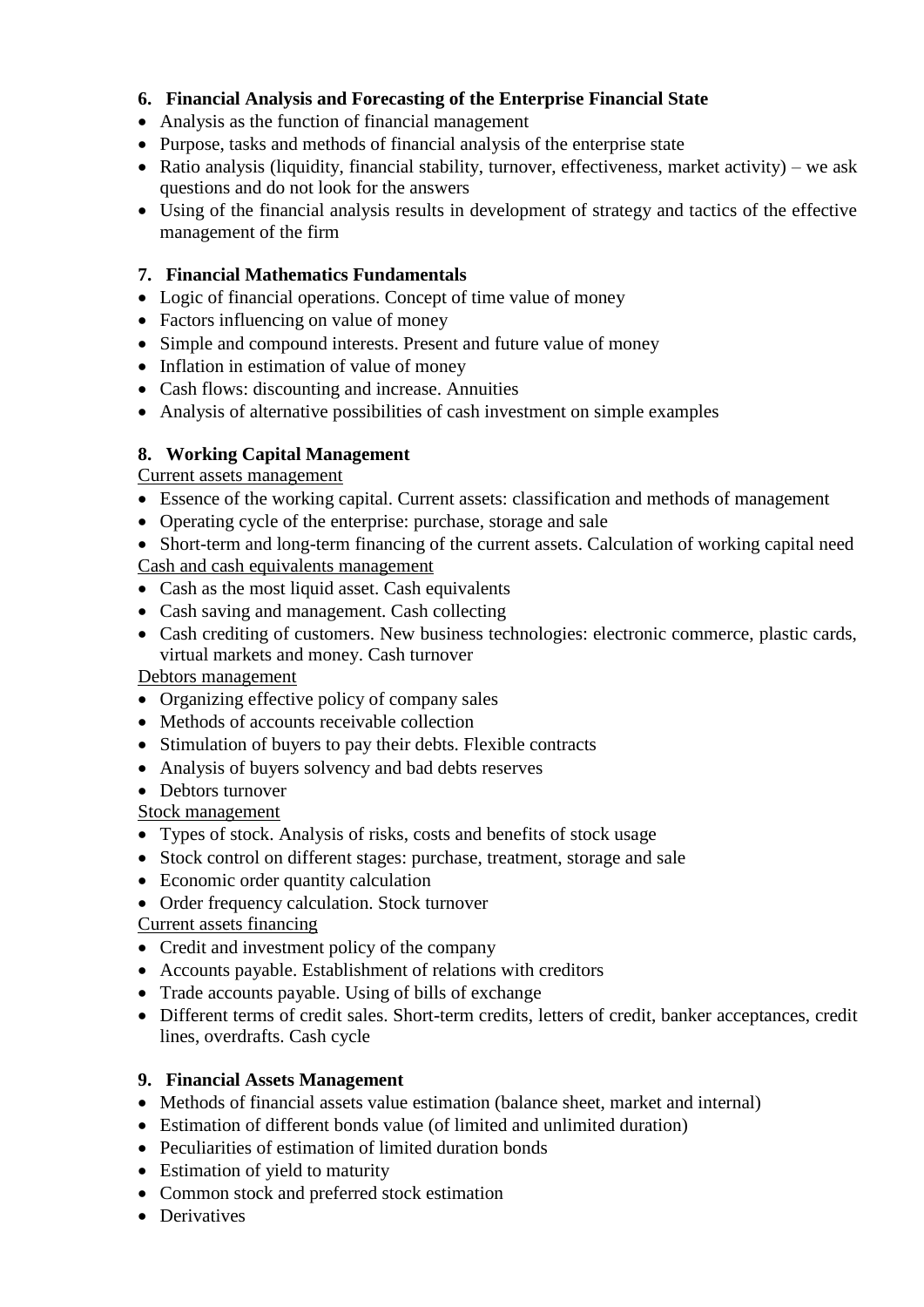### 6. Financial Analysis and Forecasting of the Enterprise Financial State

- Analysis as the function of financial management
- Purpose, tasks and methods of financial analysis of the enterprise state
- Ratio analysis (liquidity, financial stability, turnover, effectiveness, market activity) – we ask questions and do not look for the answers
- Using of the financial analysis results in development of strategy and tactics of the effective management of the firm

### 7. Financial Mathematics Fundamentals

- Logic of financial operations. Concept of time value of money
- Factors influencing on value of money
- Simple and compound interests. Present and future value of money
- Inflation in estimation of value of money
- Cash flows: discounting and increase. Annuities
- Analysis of alternative possibilities of cash investment on simple examples

### 8. Working Capital Management

Current assets management

- Essence of the working capital. Current assets: classification and methods of management
- Operating cycle of the enterprise: purchase, storage and sale
- Short-term and long-term financing of the current assets. Calculation of working capital need

Cash and cash equivalents management

- Cash as the most liquid asset. Cash equivalents
- Cash saving and management. Cash collecting
- Cash crediting of customers. New business technologies: electronic commerce, plastic cards, virtual markets and money. Cash turnover

Debtors management

- Organizing effective policy of company sales
- Methods of accounts receivable collection
- Stimulation of buyers to pay their debts. Flexible contracts
- Analysis of buyers solvency and bad debts reserves
- Debtors turnover

Stock management

- Types of stock. Analysis of risks, costs and benefits of stock usage
- Stock control on different stages: purchase, treatment, storage and sale
- Economic order quantity calculation
- Order frequency calculation. Stock turnover

Current assets financing

- Credit and investment policy of the company
- Accounts payable. Establishment of relations with creditors
- Trade accounts payable. Using of bills of exchange
- Different terms of credit sales. Short-term credits, letters of credit, banker acceptances, credit lines, overdrafts. Cash cycle

### 9. Financial Assets Management

- Methods of financial assets value estimation (balance sheet, market and internal)
- Estimation of different bonds value (of limited and unlimited duration)
- Peculiarities of estimation of limited duration bonds
- Estimation of yield to maturity
- Common stock and preferred stock estimation
- Derivatives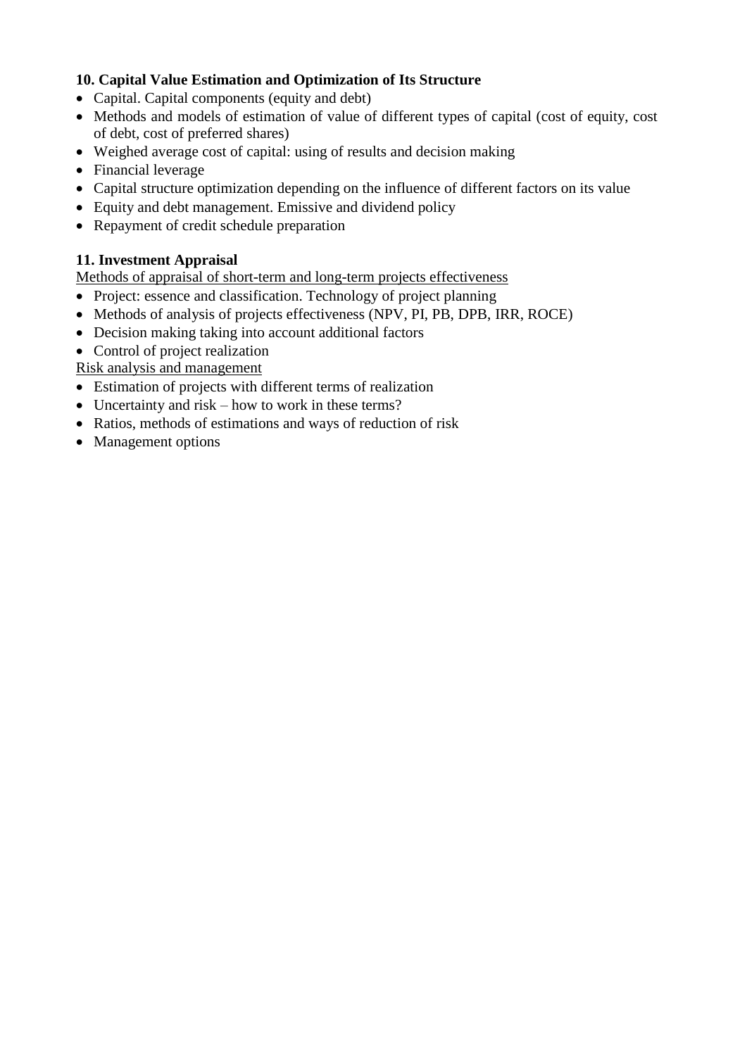**10. Capital Value Estimation and Optimization of Its Structure**

- Capital. Capital components (equity and debt)
- Methods and models of estimation of value of different types of capital (cost of equity, cost of debt, cost of preferred shares)
- Weighed average cost of capital: using of results and decision making
- Financial leverage
- Capital structure optimization depending on the influence of different factors on its value
- Equity and debt management. Emissive and dividend policy
- Repayment of credit schedule preparation

**11. Investment Appraisal**

<u>Methods of appraisal of short-term and long-term projects effectiveness</u>

- Project: essence and classification. Technology of project planning
- Methods of analysis of projects effectiveness (NPV, PI, PB, DPB, IRR, ROCE)
- Decision making taking into account additional factors
- Control of project realization

<u>Risk analysis and management</u>

- Estimation of projects with different terms of realization
- Uncertainty and risk – how to work in these terms?
- Ratios, methods of estimations and ways of reduction of risk
- Management options